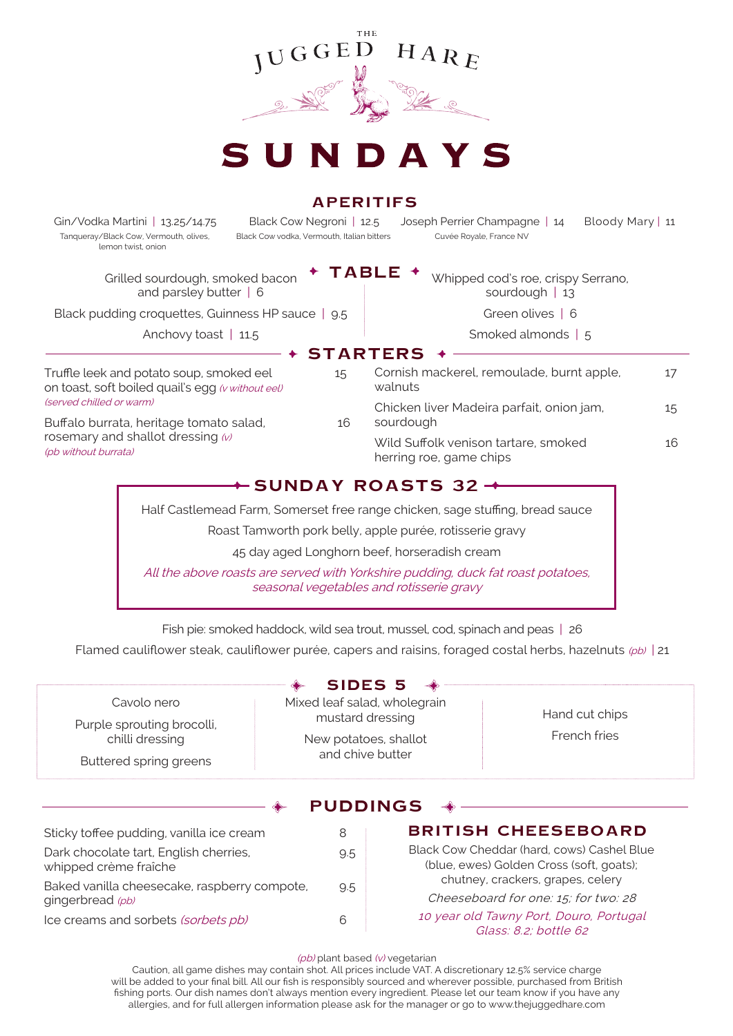THE JUGGED HARE

# SUNDAYS

## APERITIFS

Gin/Vodka Martini | 13.25/14.75
Tanqueray/Black Cow, Vermouth, olives, lemon twist, onion

Black Cow Negroni | 12.5
Black Cow vodka, Vermouth, Italian bitters

Joseph Perrier Champagne | 14
Cuvée Royale, France NV

Bloody Mary | 11

## TABLE

Grilled sourdough, smoked bacon and parsley butter | 6

Black pudding croquettes, Guinness HP sauce | 9.5

Anchovy toast | 11.5

Whipped cod's roe, crispy Serrano, sourdough | 13

Green olives | 6

Smoked almonds | 5

## STARTERS

| | |
|---|---|
| Truffle leek and potato soup, smoked eel on toast, soft boiled quail's egg *(v without eel)* *(served chilled or warm)* | 15 |
| Buffalo burrata, heritage tomato salad, rosemary and shallot dressing *(v)* *(pb without burrata)* | 16 |
| Cornish mackerel, remoulade, burnt apple, walnuts | 17 |
| Chicken liver Madeira parfait, onion jam, sourdough | 15 |
| Wild Suffolk venison tartare, smoked herring roe, game chips | 16 |

## SUNDAY ROASTS 32

Half Castlemead Farm, Somerset free range chicken, sage stuffing, bread sauce

Roast Tamworth pork belly, apple purée, rotisserie gravy

45 day aged Longhorn beef, horseradish cream

*All the above roasts are served with Yorkshire pudding, duck fat roast potatoes, seasonal vegetables and rotisserie gravy*

Fish pie: smoked haddock, wild sea trout, mussel, cod, spinach and peas | 26

Flamed cauliflower steak, cauliflower purée, capers and raisins, foraged costal herbs, hazelnuts *(pb)* | 21

## SIDES 5

Cavolo nero

Purple sprouting brocolli, chilli dressing

Buttered spring greens

Mixed leaf salad, wholegrain mustard dressing

New potatoes, shallot and chive butter

Hand cut chips

French fries

## PUDDINGS

| | |
|---|---|
| Sticky toffee pudding, vanilla ice cream | 8 |
| Dark chocolate tart, English cherries, whipped crème fraîche | 9.5 |
| Baked vanilla cheesecake, raspberry compote, gingerbread *(pb)* | 9.5 |
| Ice creams and sorbets *(sorbets pb)* | 6 |

## BRITISH CHEESEBOARD

Black Cow Cheddar (hard, cows) Cashel Blue (blue, ewes) Golden Cross (soft, goats); chutney, crackers, grapes, celery

*Cheeseboard for one: 15; for two: 28*

*10 year old Tawny Port, Douro, Portugal Glass: 8.2; bottle 62*

*(pb)* plant based *(v)* vegetarian

Caution, all game dishes may contain shot. All prices include VAT. A discretionary 12.5% service charge will be added to your final bill. All our fish is responsibly sourced and wherever possible, purchased from British fishing ports. Our dish names don't always mention every ingredient. Please let our team know if you have any allergies, and for full allergen information please ask for the manager or go to www.thejuggedhare.com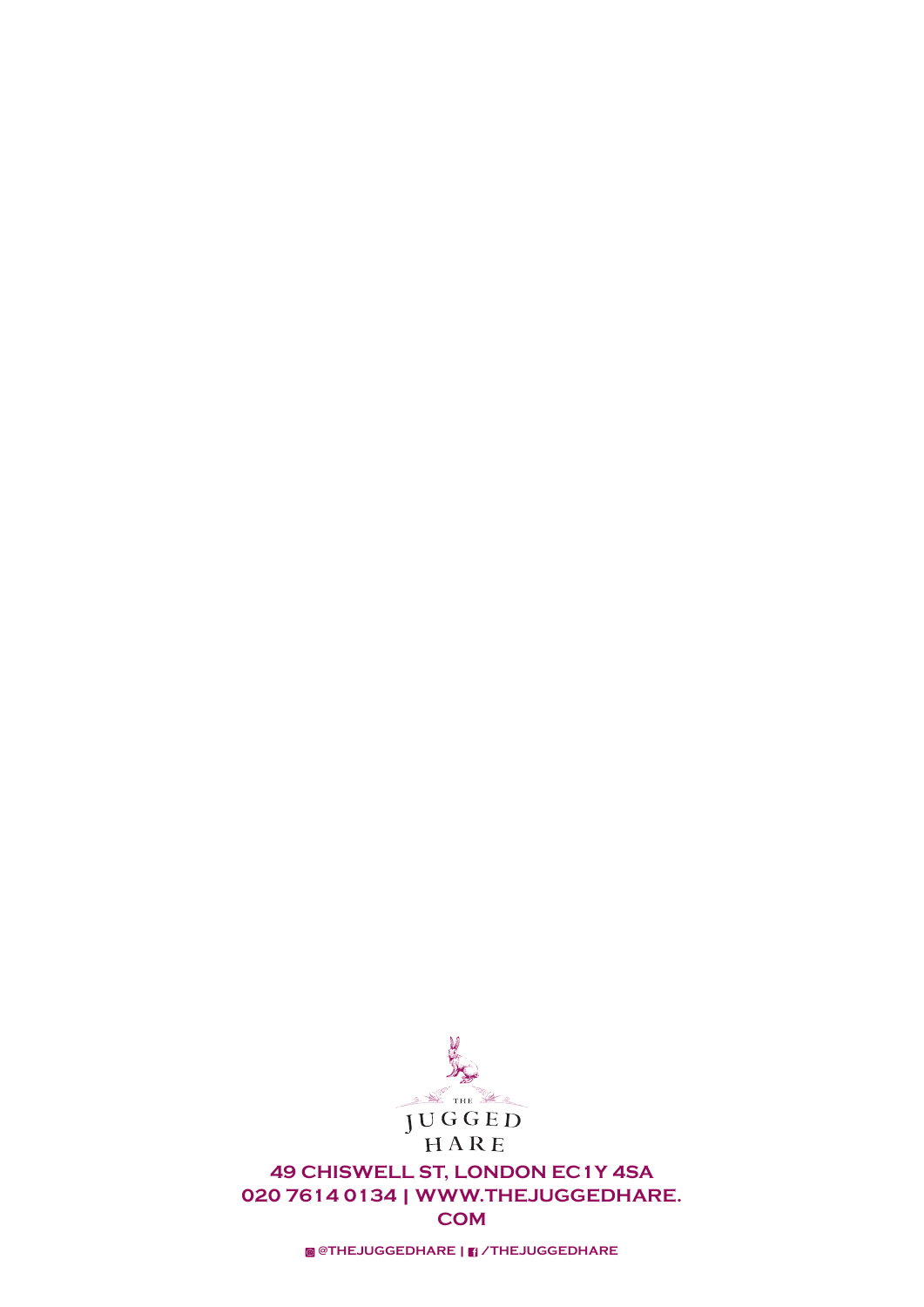THE JUGGED HARE

**49 CHISWELL ST, LONDON EC1Y 4SA**
**020 7614 0134 | WWW.THEJUGGEDHARE.COM**

@THEJUGGEDHARE | /THEJUGGEDHARE